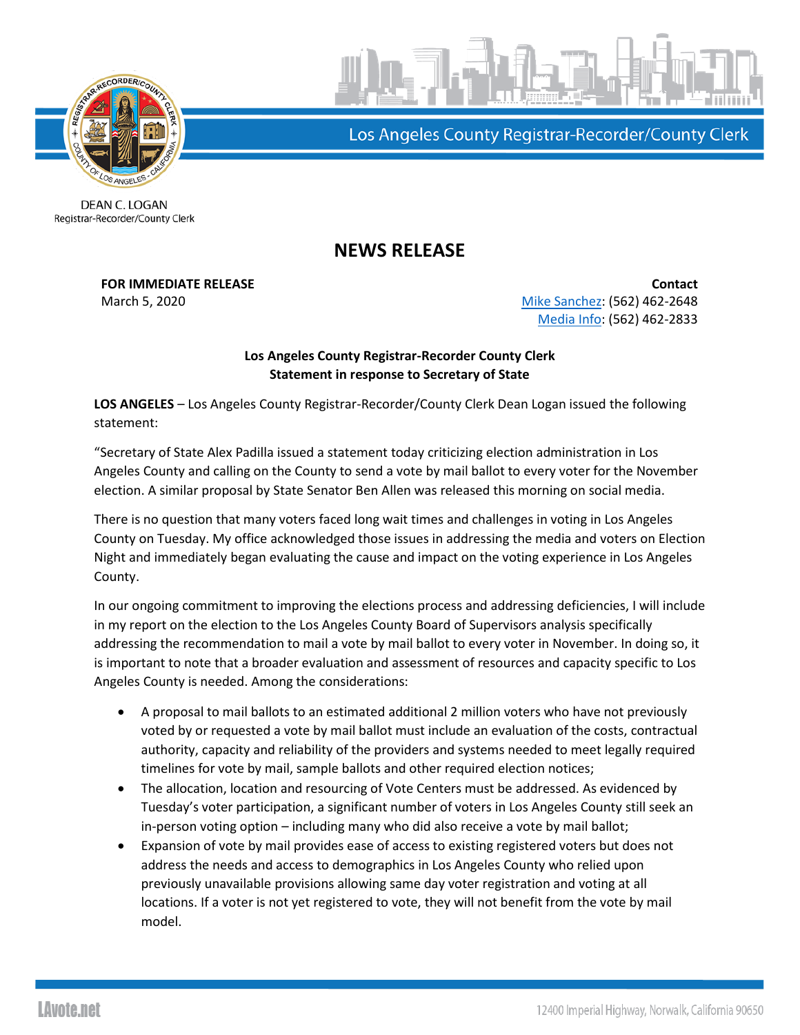Los Angeles County Registrar-Recorder/County Clerk

DEAN C. LOGAN
Registrar-Recorder/County Clerk

# NEWS RELEASE

**FOR IMMEDIATE RELEASE**
March 5, 2020

**Contact**
Mike Sanchez: (562) 462-2648
Media Info: (562) 462-2833

**Los Angeles County Registrar-Recorder County Clerk**
**Statement in response to Secretary of State**

**LOS ANGELES** – Los Angeles County Registrar-Recorder/County Clerk Dean Logan issued the following statement:

"Secretary of State Alex Padilla issued a statement today criticizing election administration in Los Angeles County and calling on the County to send a vote by mail ballot to every voter for the November election. A similar proposal by State Senator Ben Allen was released this morning on social media.

There is no question that many voters faced long wait times and challenges in voting in Los Angeles County on Tuesday. My office acknowledged those issues in addressing the media and voters on Election Night and immediately began evaluating the cause and impact on the voting experience in Los Angeles County.

In our ongoing commitment to improving the elections process and addressing deficiencies, I will include in my report on the election to the Los Angeles County Board of Supervisors analysis specifically addressing the recommendation to mail a vote by mail ballot to every voter in November. In doing so, it is important to note that a broader evaluation and assessment of resources and capacity specific to Los Angeles County is needed. Among the considerations:

- A proposal to mail ballots to an estimated additional 2 million voters who have not previously voted by or requested a vote by mail ballot must include an evaluation of the costs, contractual authority, capacity and reliability of the providers and systems needed to meet legally required timelines for vote by mail, sample ballots and other required election notices;
- The allocation, location and resourcing of Vote Centers must be addressed. As evidenced by Tuesday's voter participation, a significant number of voters in Los Angeles County still seek an in-person voting option – including many who did also receive a vote by mail ballot;
- Expansion of vote by mail provides ease of access to existing registered voters but does not address the needs and access to demographics in Los Angeles County who relied upon previously unavailable provisions allowing same day voter registration and voting at all locations. If a voter is not yet registered to vote, they will not benefit from the vote by mail model.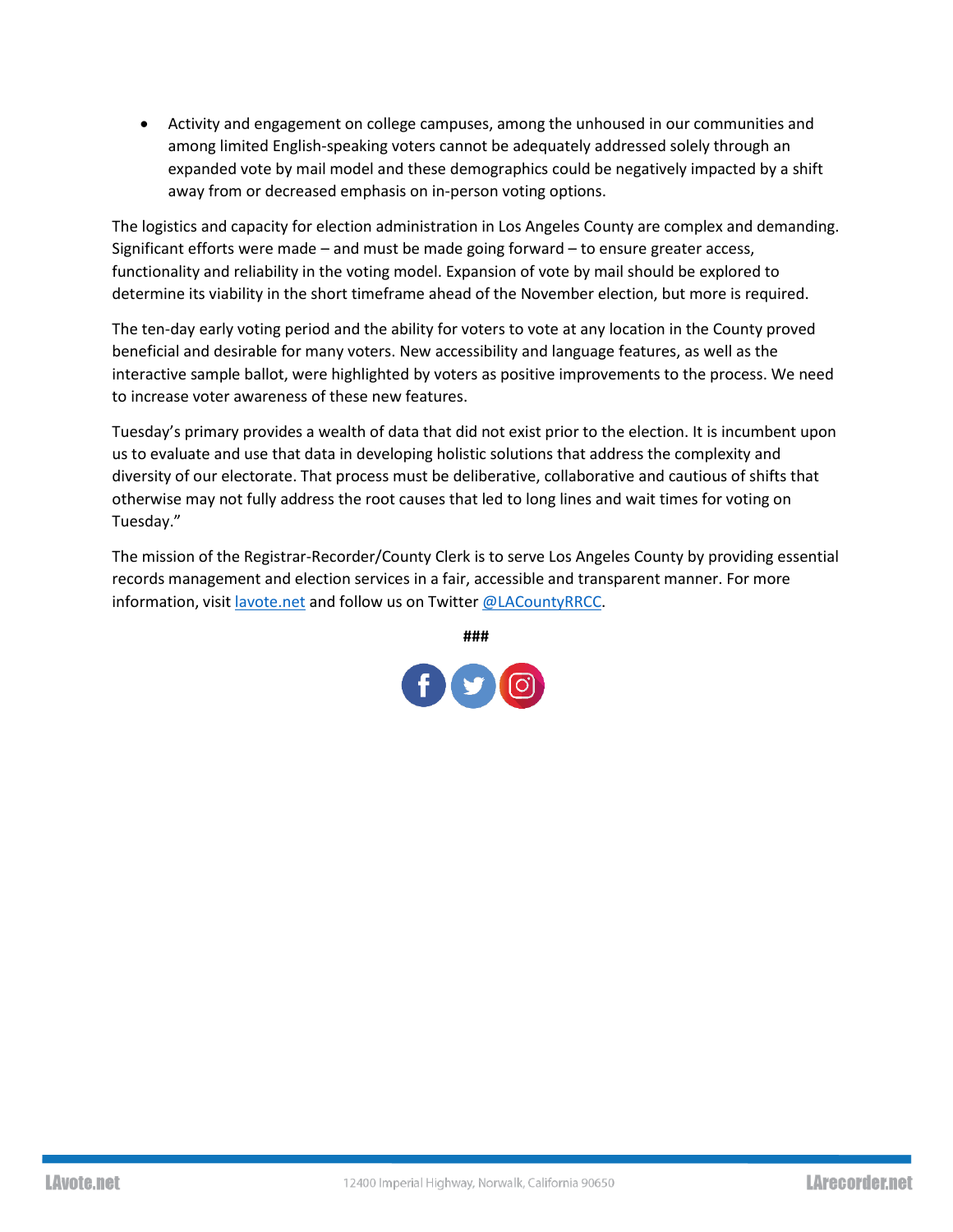- Activity and engagement on college campuses, among the unhoused in our communities and among limited English-speaking voters cannot be adequately addressed solely through an expanded vote by mail model and these demographics could be negatively impacted by a shift away from or decreased emphasis on in-person voting options.

The logistics and capacity for election administration in Los Angeles County are complex and demanding. Significant efforts were made – and must be made going forward – to ensure greater access, functionality and reliability in the voting model. Expansion of vote by mail should be explored to determine its viability in the short timeframe ahead of the November election, but more is required.

The ten-day early voting period and the ability for voters to vote at any location in the County proved beneficial and desirable for many voters. New accessibility and language features, as well as the interactive sample ballot, were highlighted by voters as positive improvements to the process. We need to increase voter awareness of these new features.

Tuesday's primary provides a wealth of data that did not exist prior to the election. It is incumbent upon us to evaluate and use that data in developing holistic solutions that address the complexity and diversity of our electorate. That process must be deliberative, collaborative and cautious of shifts that otherwise may not fully address the root causes that led to long lines and wait times for voting on Tuesday."

The mission of the Registrar-Recorder/County Clerk is to serve Los Angeles County by providing essential records management and election services in a fair, accessible and transparent manner. For more information, visit [lavote.net](lavote.net) and follow us on Twitter [@LACountyRRCC](@LACountyRRCC).

###